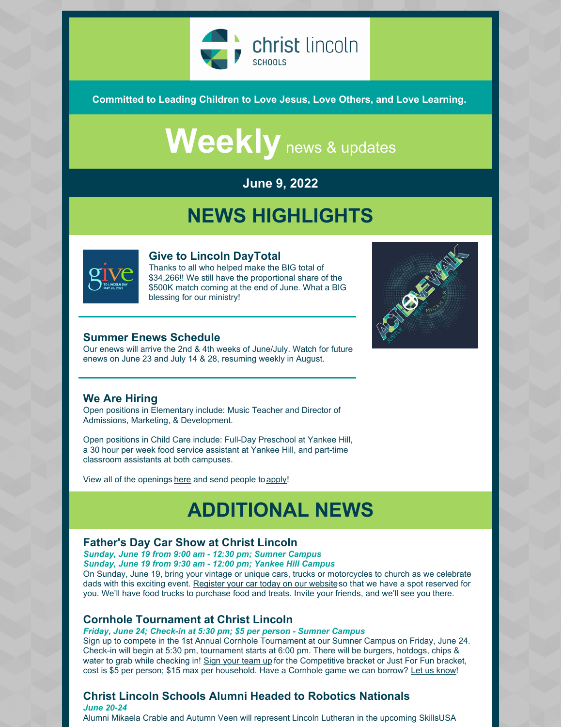christ lincoln SCHOOLS

**Committed to Leading Children to Love Jesus, Love Others, and Love Learning.**

# **Weekly** news & updates

**June 9, 2022**

# NEWS HIGHLIGHTS

### Give to Lincoln DayTotal

Thanks to all who helped make the BIG total of $34,266!! We still have the proportional share of the $500K match coming at the end of June. What a BIG blessing for our ministry!

### Summer Enews Schedule

Our enews will arrive the 2nd & 4th weeks of June/July. Watch for future enews on June 23 and July 14 & 28, resuming weekly in August.

### We Are Hiring

Open positions in Elementary include: Music Teacher and Director of Admissions, Marketing, & Development.

Open positions in Child Care include: Full-Day Preschool at Yankee Hill, a 30 hour per week food service assistant at Yankee Hill, and part-time classroom assistants at both campuses.

View all of the openings here and send people to apply!

# ADDITIONAL NEWS

### Father's Day Car Show at Christ Lincoln

***Sunday, June 19 from 9:00 am - 12:30 pm; Sumner Campus***
***Sunday, June 19 from 9:30 am - 12:00 pm; Yankee Hill Campus***

On Sunday, June 19, bring your vintage or unique cars, trucks or motorcycles to church as we celebrate dads with this exciting event. Register your car today on our website so that we have a spot reserved for you. We'll have food trucks to purchase food and treats. Invite your friends, and we'll see you there.

### Cornhole Tournament at Christ Lincoln

***Friday, June 24; Check-in at 5:30 pm; $5 per person - Sumner Campus***

Sign up to compete in the 1st Annual Cornhole Tournament at our Sumner Campus on Friday, June 24. Check-in will begin at 5:30 pm, tournament starts at 6:00 pm. There will be burgers, hotdogs, chips & water to grab while checking in! Sign your team up for the Competitive bracket or Just For Fun bracket, cost is $5 per person; $15 max per household. Have a Cornhole game we can borrow? Let us know!

### Christ Lincoln Schools Alumni Headed to Robotics Nationals

***June 20-24***

Alumni Mikaela Crable and Autumn Veen will represent Lincoln Lutheran in the upcoming SkillsUSA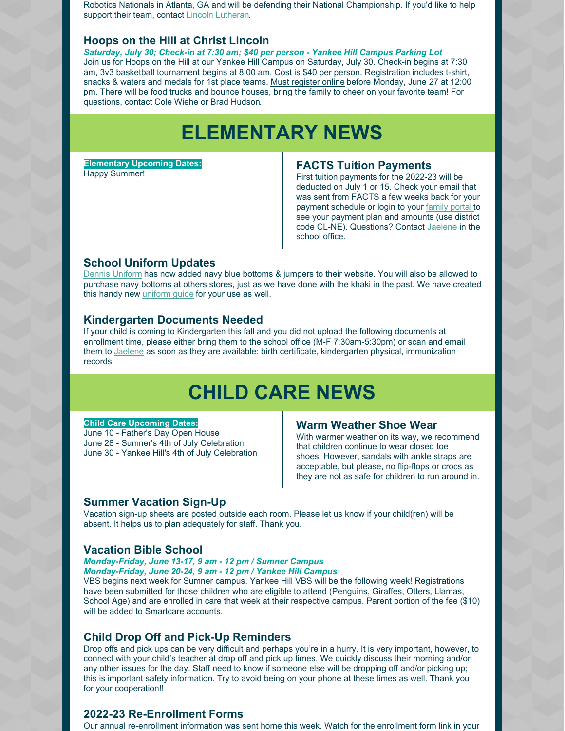Robotics Nationals in Atlanta, GA and will be defending their National Championship. If you'd like to help support their team, contact Lincoln Lutheran.

### Hoops on the Hill at Christ Lincoln

***Saturday, July 30; Check-in at 7:30 am; $40 per person - Yankee Hill Campus Parking Lot***

Join us for Hoops on the Hill at our Yankee Hill Campus on Saturday, July 30. Check-in begins at 7:30 am, 3v3 basketball tournament begins at 8:00 am. Cost is $40 per person. Registration includes t-shirt, snacks & waters and medals for 1st place teams. Must register online before Monday, June 27 at 12:00 pm. There will be food trucks and bounce houses, bring the family to cheer on your favorite team! For questions, contact Cole Wiehe or Brad Hudson.

# ELEMENTARY NEWS

**Elementary Upcoming Dates:**

Happy Summer!

### FACTS Tuition Payments

First tuition payments for the 2022-23 will be deducted on July 1 or 15. Check your email that was sent from FACTS a few weeks back for your payment schedule or login to your family portal to see your payment plan and amounts (use district code CL-NE). Questions? Contact Jaelene in the school office.

### School Uniform Updates

Dennis Uniform has now added navy blue bottoms & jumpers to their website. You will also be allowed to purchase navy bottoms at others stores, just as we have done with the khaki in the past. We have created this handy new uniform guide for your use as well.

### Kindergarten Documents Needed

If your child is coming to Kindergarten this fall and you did not upload the following documents at enrollment time, please either bring them to the school office (M-F 7:30am-5:30pm) or scan and email them to Jaelene as soon as they are available: birth certificate, kindergarten physical, immunization records.

# CHILD CARE NEWS

**Child Care Upcoming Dates:**

June 10 - Father's Day Open House
June 28 - Sumner's 4th of July Celebration
June 30 - Yankee Hill's 4th of July Celebration

### Warm Weather Shoe Wear

With warmer weather on its way, we recommend that children continue to wear closed toe shoes. However, sandals with ankle straps are acceptable, but please, no flip-flops or crocs as they are not as safe for children to run around in.

### Summer Vacation Sign-Up

Vacation sign-up sheets are posted outside each room. Please let us know if your child(ren) will be absent. It helps us to plan adequately for staff. Thank you.

### Vacation Bible School

***Monday-Friday, June 13-17, 9 am - 12 pm / Sumner Campus***
***Monday-Friday, June 20-24, 9 am - 12 pm / Yankee Hill Campus***

VBS begins next week for Sumner campus. Yankee Hill VBS will be the following week! Registrations have been submitted for those children who are eligible to attend (Penguins, Giraffes, Otters, Llamas, School Age) and are enrolled in care that week at their respective campus. Parent portion of the fee ($10) will be added to Smartcare accounts.

### Child Drop Off and Pick-Up Reminders

Drop offs and pick ups can be very difficult and perhaps you're in a hurry. It is very important, however, to connect with your child's teacher at drop off and pick up times. We quickly discuss their morning and/or any other issues for the day. Staff need to know if someone else will be dropping off and/or picking up; this is important safety information. Try to avoid being on your phone at these times as well. Thank you for your cooperation!!

### 2022-23 Re-Enrollment Forms

Our annual re-enrollment information was sent home this week. Watch for the enrollment form link in your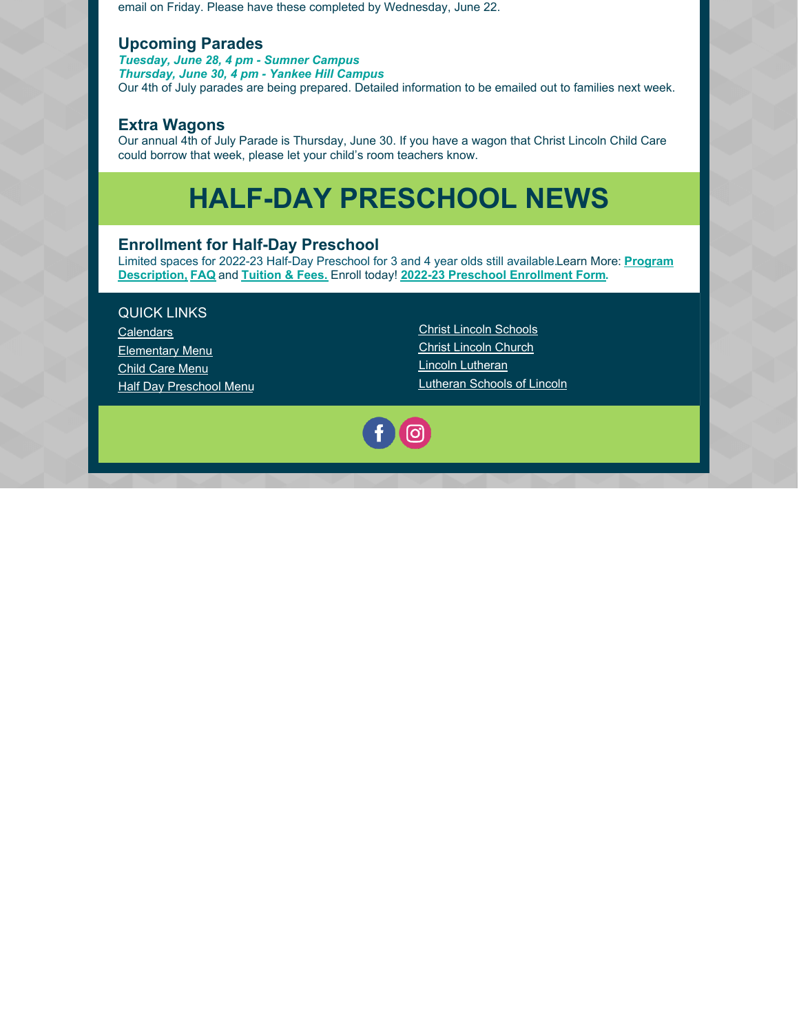email on Friday. Please have these completed by Wednesday, June 22.

### Upcoming Parades

***Tuesday, June 28, 4 pm - Sumner Campus***
***Thursday, June 30, 4 pm - Yankee Hill Campus***
Our 4th of July parades are being prepared. Detailed information to be emailed out to families next week.

### Extra Wagons

Our annual 4th of July Parade is Thursday, June 30. If you have a wagon that Christ Lincoln Child Care could borrow that week, please let your child's room teachers know.

# HALF-DAY PRESCHOOL NEWS

### Enrollment for Half-Day Preschool

Limited spaces for 2022-23 Half-Day Preschool for 3 and 4 year olds still available.Learn More: **Program Description, FAQ** and **Tuition & Fees.** Enroll today! **2022-23 Preschool Enrollment Form.**

QUICK LINKS

- Calendars
- Elementary Menu
- Child Care Menu
- Half Day Preschool Menu
- Christ Lincoln Schools
- Christ Lincoln Church
- Lincoln Lutheran
- Lutheran Schools of Lincoln